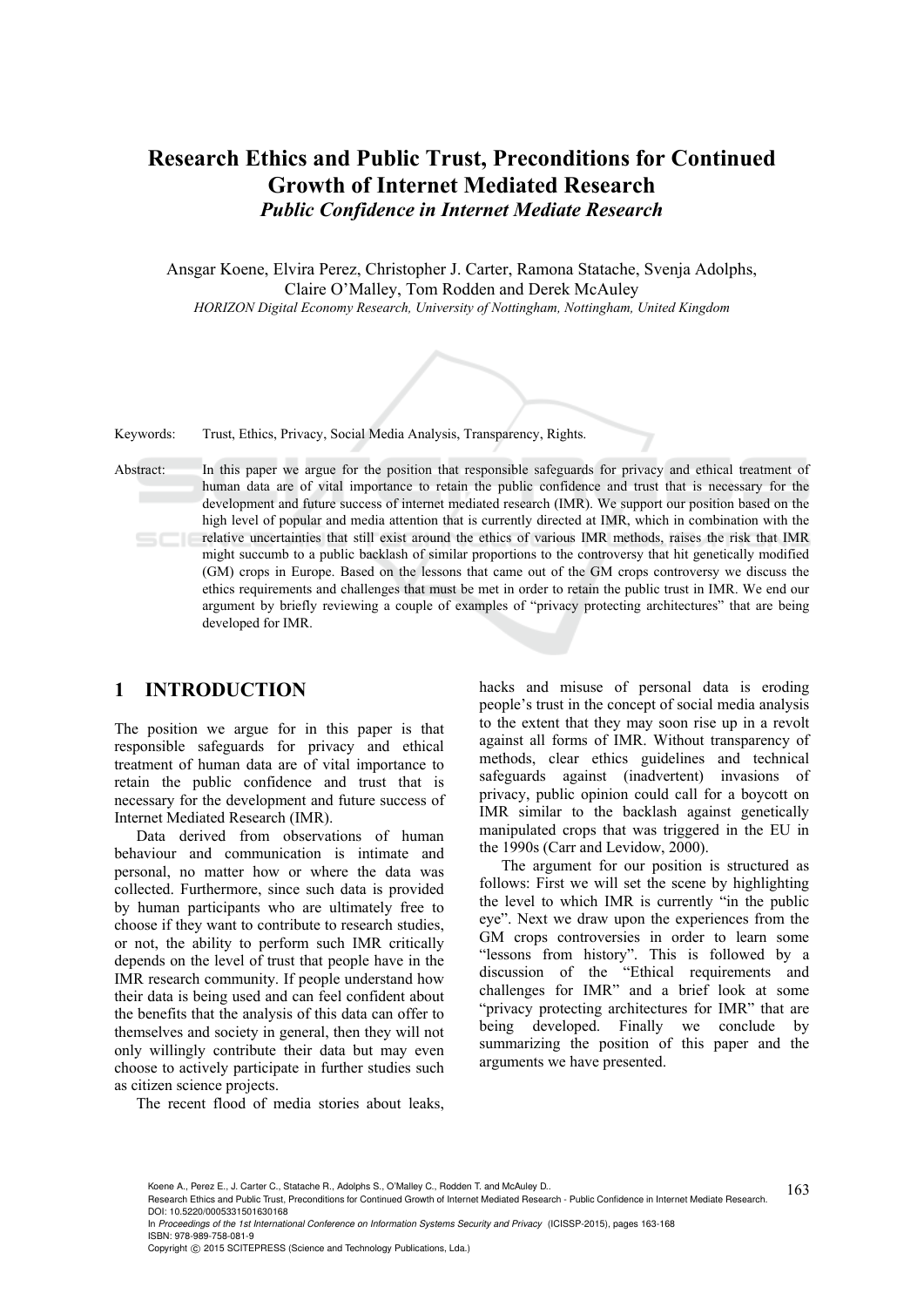# Research Ethics and Public Trust, Preconditions for Continued Growth of Internet Mediated Research

### *Public Confidence in Internet Mediate Research*

Ansgar Koene, Elvira Perez, Christopher J. Carter, Ramona Statache, Svenja Adolphs, Claire O'Malley, Tom Rodden and Derek McAuley

*HORIZON Digital Economy Research, University of Nottingham, Nottingham, United Kingdom*

Keywords: Trust, Ethics, Privacy, Social Media Analysis, Transparency, Rights.

Abstract: In this paper we argue for the position that responsible safeguards for privacy and ethical treatment of human data are of vital importance to retain the public confidence and trust that is necessary for the development and future success of internet mediated research (IMR). We support our position based on the high level of popular and media attention that is currently directed at IMR, which in combination with the relative uncertainties that still exist around the ethics of various IMR methods, raises the risk that IMR might succumb to a public backlash of similar proportions to the controversy that hit genetically modified (GM) crops in Europe. Based on the lessons that came out of the GM crops controversy we discuss the ethics requirements and challenges that must be met in order to retain the public trust in IMR. We end our argument by briefly reviewing a couple of examples of "privacy protecting architectures" that are being developed for IMR.

## 1 INTRODUCTION

The position we argue for in this paper is that responsible safeguards for privacy and ethical treatment of human data are of vital importance to retain the public confidence and trust that is necessary for the development and future success of Internet Mediated Research (IMR).

Data derived from observations of human behaviour and communication is intimate and personal, no matter how or where the data was collected. Furthermore, since such data is provided by human participants who are ultimately free to choose if they want to contribute to research studies, or not, the ability to perform such IMR critically depends on the level of trust that people have in the IMR research community. If people understand how their data is being used and can feel confident about the benefits that the analysis of this data can offer to themselves and society in general, then they will not only willingly contribute their data but may even choose to actively participate in further studies such as citizen science projects.

The recent flood of media stories about leaks, hacks and misuse of personal data is eroding people's trust in the concept of social media analysis to the extent that they may soon rise up in a revolt against all forms of IMR. Without transparency of methods, clear ethics guidelines and technical safeguards against (inadvertent) invasions of privacy, public opinion could call for a boycott on IMR similar to the backlash against genetically manipulated crops that was triggered in the EU in the 1990s (Carr and Levidow, 2000).

The argument for our position is structured as follows: First we will set the scene by highlighting the level to which IMR is currently "in the public eye". Next we draw upon the experiences from the GM crops controversies in order to learn some "lessons from history". This is followed by a discussion of the "Ethical requirements and challenges for IMR" and a brief look at some "privacy protecting architectures for IMR" that are being developed. Finally we conclude by summarizing the position of this paper and the arguments we have presented.

Koene A., Perez E., J. Carter C., Statache R., Adolphs S., O'Malley C., Rodden T. and McAuley D..
Research Ethics and Public Trust, Preconditions for Continued Growth of Internet Mediated Research - Public Confidence in Internet Mediate Research.
DOI: 10.5220/0005331501630168
In *Proceedings of the 1st International Conference on Information Systems Security and Privacy* (ICISSP-2015), pages 163-168
ISBN: 978-989-758-081-9
Copyright © 2015 SCITEPRESS (Science and Technology Publications, Lda.)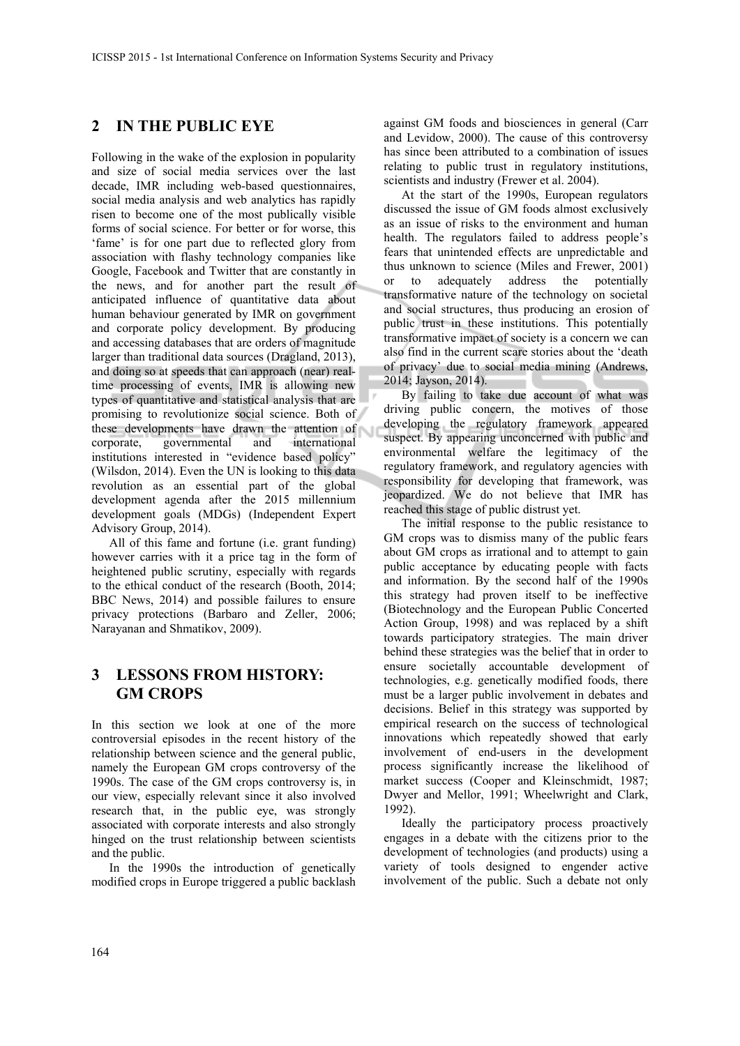## 2 IN THE PUBLIC EYE

Following in the wake of the explosion in popularity and size of social media services over the last decade, IMR including web-based questionnaires, social media analysis and web analytics has rapidly risen to become one of the most publically visible forms of social science. For better or for worse, this 'fame' is for one part due to reflected glory from association with flashy technology companies like Google, Facebook and Twitter that are constantly in the news, and for another part the result of anticipated influence of quantitative data about human behaviour generated by IMR on government and corporate policy development. By producing and accessing databases that are orders of magnitude larger than traditional data sources (Dragland, 2013), and doing so at speeds that can approach (near) real-time processing of events, IMR is allowing new types of quantitative and statistical analysis that are promising to revolutionize social science. Both of these developments have drawn the attention of corporate, governmental and international institutions interested in "evidence based policy" (Wilsdon, 2014). Even the UN is looking to this data revolution as an essential part of the global development agenda after the 2015 millennium development goals (MDGs) (Independent Expert Advisory Group, 2014).

All of this fame and fortune (i.e. grant funding) however carries with it a price tag in the form of heightened public scrutiny, especially with regards to the ethical conduct of the research (Booth, 2014; BBC News, 2014) and possible failures to ensure privacy protections (Barbaro and Zeller, 2006; Narayanan and Shmatikov, 2009).

## 3 LESSONS FROM HISTORY: GM CROPS

In this section we look at one of the more controversial episodes in the recent history of the relationship between science and the general public, namely the European GM crops controversy of the 1990s. The case of the GM crops controversy is, in our view, especially relevant since it also involved research that, in the public eye, was strongly associated with corporate interests and also strongly hinged on the trust relationship between scientists and the public.

In the 1990s the introduction of genetically modified crops in Europe triggered a public backlash against GM foods and biosciences in general (Carr and Levidow, 2000). The cause of this controversy has since been attributed to a combination of issues relating to public trust in regulatory institutions, scientists and industry (Frewer et al. 2004).

At the start of the 1990s, European regulators discussed the issue of GM foods almost exclusively as an issue of risks to the environment and human health. The regulators failed to address people's fears that unintended effects are unpredictable and thus unknown to science (Miles and Frewer, 2001) or to adequately address the potentially transformative nature of the technology on societal and social structures, thus producing an erosion of public trust in these institutions. This potentially transformative impact of society is a concern we can also find in the current scare stories about the 'death of privacy' due to social media mining (Andrews, 2014; Jayson, 2014).

By failing to take due account of what was driving public concern, the motives of those developing the regulatory framework appeared suspect. By appearing unconcerned with public and environmental welfare the legitimacy of the regulatory framework, and regulatory agencies with responsibility for developing that framework, was jeopardized. We do not believe that IMR has reached this stage of public distrust yet.

The initial response to the public resistance to GM crops was to dismiss many of the public fears about GM crops as irrational and to attempt to gain public acceptance by educating people with facts and information. By the second half of the 1990s this strategy had proven itself to be ineffective (Biotechnology and the European Public Concerted Action Group, 1998) and was replaced by a shift towards participatory strategies. The main driver behind these strategies was the belief that in order to ensure societally accountable development of technologies, e.g. genetically modified foods, there must be a larger public involvement in debates and decisions. Belief in this strategy was supported by empirical research on the success of technological innovations which repeatedly showed that early involvement of end-users in the development process significantly increase the likelihood of market success (Cooper and Kleinschmidt, 1987; Dwyer and Mellor, 1991; Wheelwright and Clark, 1992).

Ideally the participatory process proactively engages in a debate with the citizens prior to the development of technologies (and products) using a variety of tools designed to engender active involvement of the public. Such a debate not only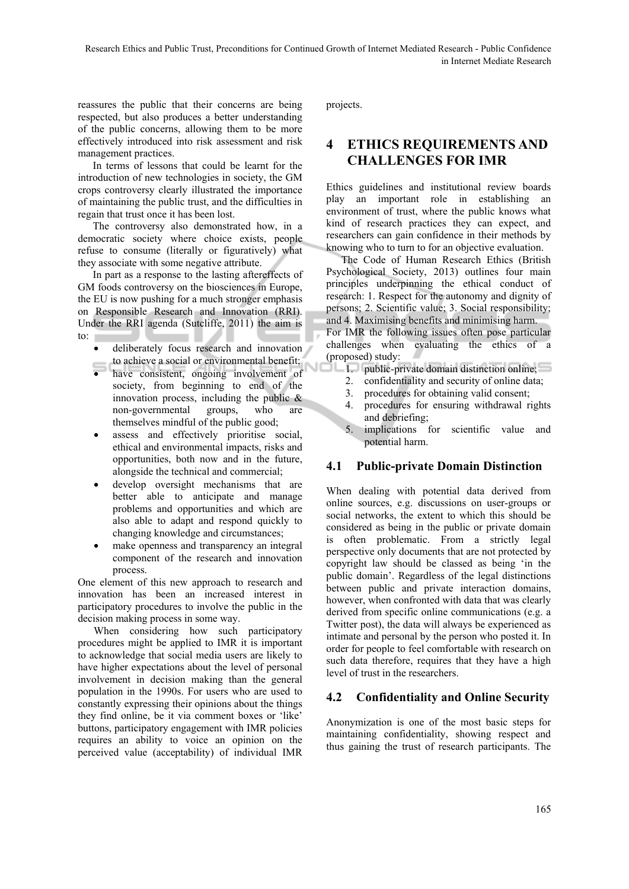reassures the public that their concerns are being respected, but also produces a better understanding of the public concerns, allowing them to be more effectively introduced into risk assessment and risk management practices.

In terms of lessons that could be learnt for the introduction of new technologies in society, the GM crops controversy clearly illustrated the importance of maintaining the public trust, and the difficulties in regain that trust once it has been lost.

The controversy also demonstrated how, in a democratic society where choice exists, people refuse to consume (literally or figuratively) what they associate with some negative attribute.

In part as a response to the lasting aftereffects of GM foods controversy on the biosciences in Europe, the EU is now pushing for a much stronger emphasis on Responsible Research and Innovation (RRI). Under the RRI agenda (Sutcliffe, 2011) the aim is to:

- deliberately focus research and innovation to achieve a social or environmental benefit;
- have consistent, ongoing involvement of society, from beginning to end of the innovation process, including the public & non-governmental groups, who are themselves mindful of the public good;
- assess and effectively prioritise social, ethical and environmental impacts, risks and opportunities, both now and in the future, alongside the technical and commercial;
- develop oversight mechanisms that are better able to anticipate and manage problems and opportunities and which are also able to adapt and respond quickly to changing knowledge and circumstances;
- make openness and transparency an integral component of the research and innovation process.

One element of this new approach to research and innovation has been an increased interest in participatory procedures to involve the public in the decision making process in some way.

When considering how such participatory procedures might be applied to IMR it is important to acknowledge that social media users are likely to have higher expectations about the level of personal involvement in decision making than the general population in the 1990s. For users who are used to constantly expressing their opinions about the things they find online, be it via comment boxes or 'like' buttons, participatory engagement with IMR policies requires an ability to voice an opinion on the perceived value (acceptability) of individual IMR projects.

# 4 ETHICS REQUIREMENTS AND CHALLENGES FOR IMR

Ethics guidelines and institutional review boards play an important role in establishing an environment of trust, where the public knows what kind of research practices they can expect, and researchers can gain confidence in their methods by knowing who to turn to for an objective evaluation.

The Code of Human Research Ethics (British Psychological Society, 2013) outlines four main principles underpinning the ethical conduct of research: 1. Respect for the autonomy and dignity of persons; 2. Scientific value; 3. Social responsibility; and 4. Maximising benefits and minimising harm.

For IMR the following issues often pose particular challenges when evaluating the ethics of a (proposed) study:

1. public-private domain distinction online;
2. confidentiality and security of online data;
3. procedures for obtaining valid consent;
4. procedures for ensuring withdrawal rights and debriefing;
5. implications for scientific value and potential harm.

## 4.1 Public-private Domain Distinction

When dealing with potential data derived from online sources, e.g. discussions on user-groups or social networks, the extent to which this should be considered as being in the public or private domain is often problematic. From a strictly legal perspective only documents that are not protected by copyright law should be classed as being 'in the public domain'. Regardless of the legal distinctions between public and private interaction domains, however, when confronted with data that was clearly derived from specific online communications (e.g. a Twitter post), the data will always be experienced as intimate and personal by the person who posted it. In order for people to feel comfortable with research on such data therefore, requires that they have a high level of trust in the researchers.

## 4.2 Confidentiality and Online Security

Anonymization is one of the most basic steps for maintaining confidentiality, showing respect and thus gaining the trust of research participants. The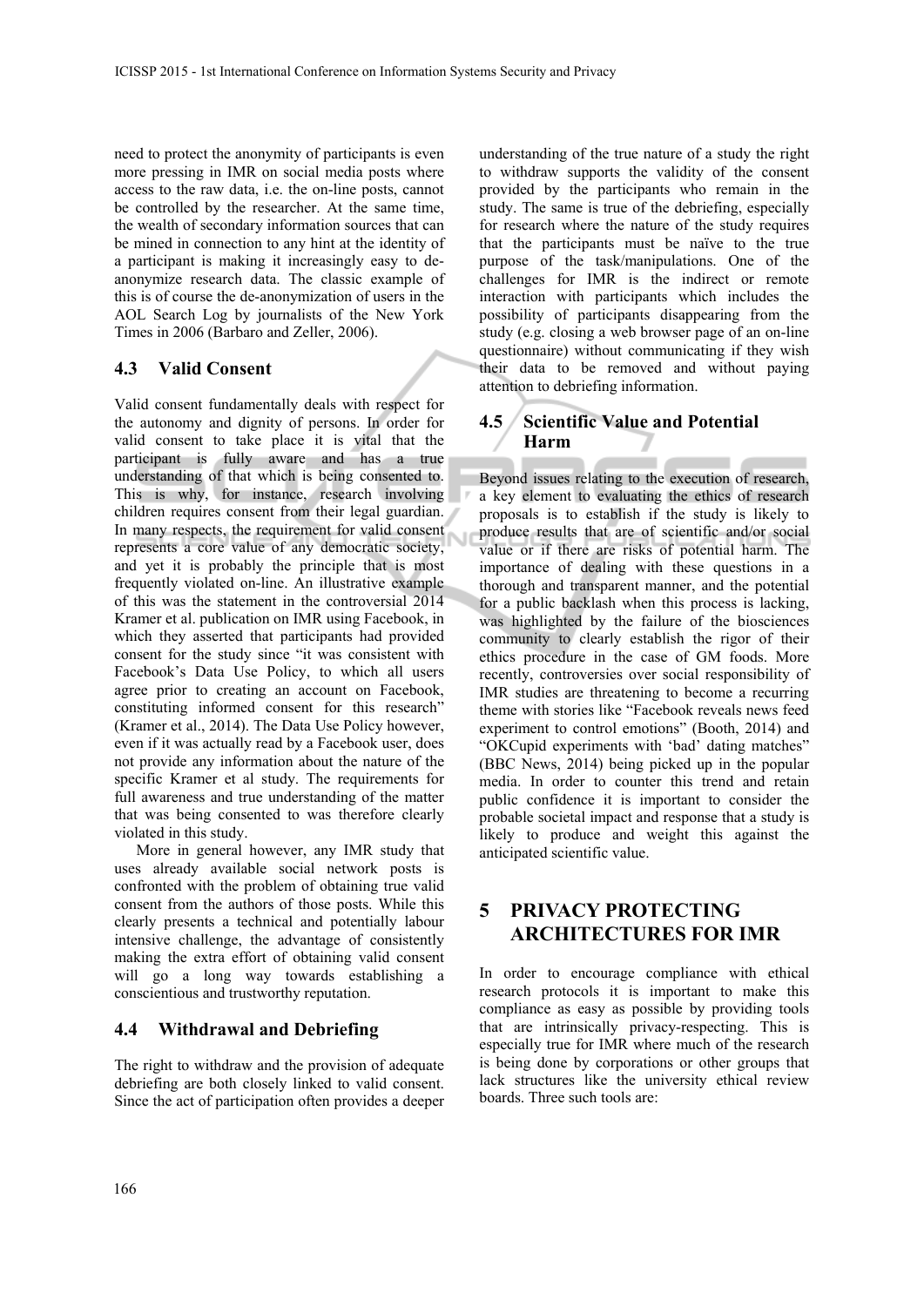need to protect the anonymity of participants is even more pressing in IMR on social media posts where access to the raw data, i.e. the on-line posts, cannot be controlled by the researcher. At the same time, the wealth of secondary information sources that can be mined in connection to any hint at the identity of a participant is making it increasingly easy to de-anonymize research data. The classic example of this is of course the de-anonymization of users in the AOL Search Log by journalists of the New York Times in 2006 (Barbaro and Zeller, 2006).

### 4.3 Valid Consent

Valid consent fundamentally deals with respect for the autonomy and dignity of persons. In order for valid consent to take place it is vital that the participant is fully aware and has a true understanding of that which is being consented to. This is why, for instance, research involving children requires consent from their legal guardian. In many respects, the requirement for valid consent represents a core value of any democratic society, and yet it is probably the principle that is most frequently violated on-line. An illustrative example of this was the statement in the controversial 2014 Kramer et al. publication on IMR using Facebook, in which they asserted that participants had provided consent for the study since "it was consistent with Facebook's Data Use Policy, to which all users agree prior to creating an account on Facebook, constituting informed consent for this research" (Kramer et al., 2014). The Data Use Policy however, even if it was actually read by a Facebook user, does not provide any information about the nature of the specific Kramer et al study. The requirements for full awareness and true understanding of the matter that was being consented to was therefore clearly violated in this study.

More in general however, any IMR study that uses already available social network posts is confronted with the problem of obtaining true valid consent from the authors of those posts. While this clearly presents a technical and potentially labour intensive challenge, the advantage of consistently making the extra effort of obtaining valid consent will go a long way towards establishing a conscientious and trustworthy reputation.

### 4.4 Withdrawal and Debriefing

The right to withdraw and the provision of adequate debriefing are both closely linked to valid consent. Since the act of participation often provides a deeper understanding of the true nature of a study the right to withdraw supports the validity of the consent provided by the participants who remain in the study. The same is true of the debriefing, especially for research where the nature of the study requires that the participants must be naïve to the true purpose of the task/manipulations. One of the challenges for IMR is the indirect or remote interaction with participants which includes the possibility of participants disappearing from the study (e.g. closing a web browser page of an on-line questionnaire) without communicating if they wish their data to be removed and without paying attention to debriefing information.

### 4.5 Scientific Value and Potential Harm

Beyond issues relating to the execution of research, a key element to evaluating the ethics of research proposals is to establish if the study is likely to produce results that are of scientific and/or social value or if there are risks of potential harm. The importance of dealing with these questions in a thorough and transparent manner, and the potential for a public backlash when this process is lacking, was highlighted by the failure of the biosciences community to clearly establish the rigor of their ethics procedure in the case of GM foods. More recently, controversies over social responsibility of IMR studies are threatening to become a recurring theme with stories like "Facebook reveals news feed experiment to control emotions" (Booth, 2014) and "OKCupid experiments with 'bad' dating matches" (BBC News, 2014) being picked up in the popular media. In order to counter this trend and retain public confidence it is important to consider the probable societal impact and response that a study is likely to produce and weight this against the anticipated scientific value.

## 5 PRIVACY PROTECTING ARCHITECTURES FOR IMR

In order to encourage compliance with ethical research protocols it is important to make this compliance as easy as possible by providing tools that are intrinsically privacy-respecting. This is especially true for IMR where much of the research is being done by corporations or other groups that lack structures like the university ethical review boards. Three such tools are: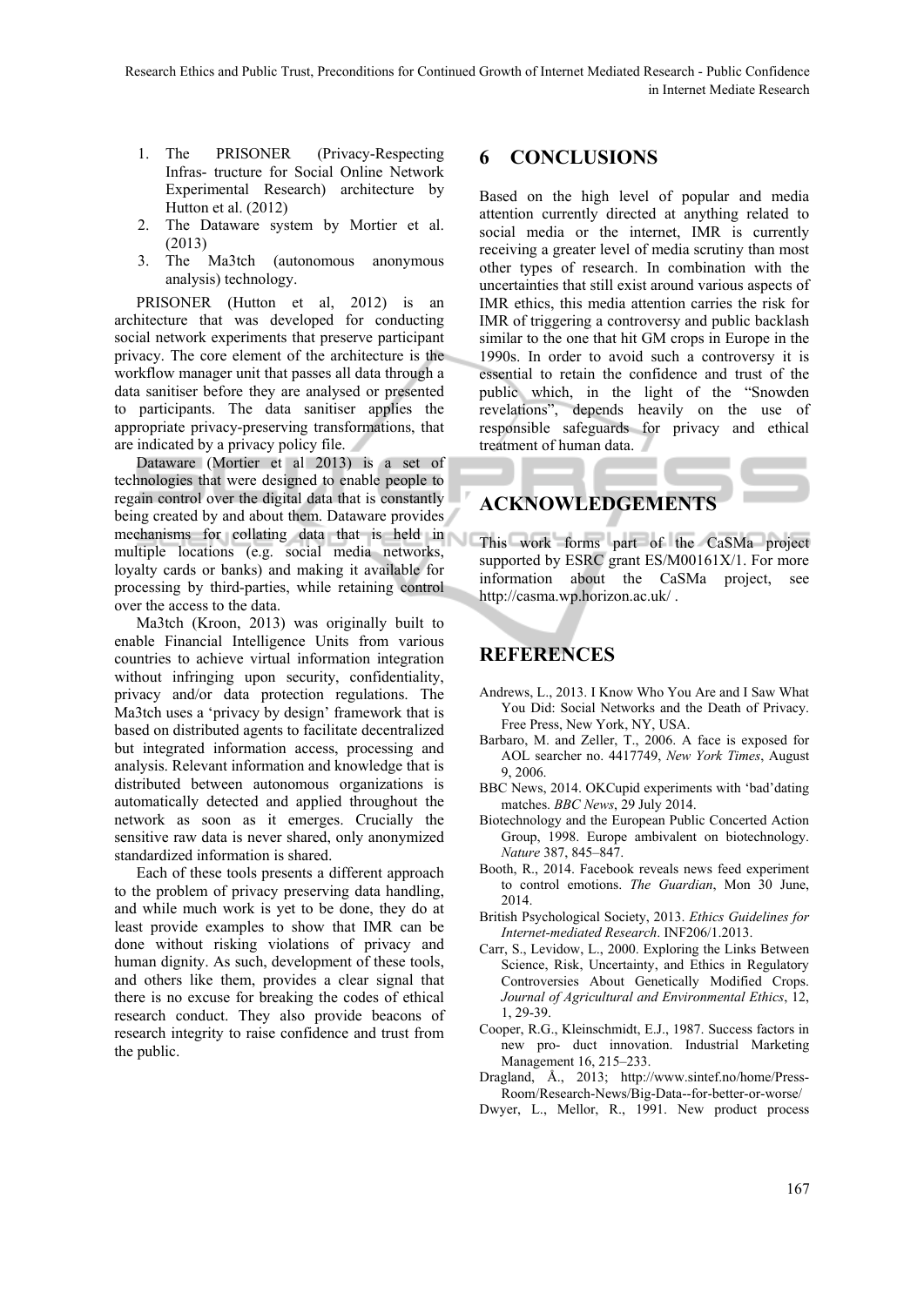1. The PRISONER (Privacy-Respecting Infras- tructure for Social Online Network Experimental Research) architecture by Hutton et al. (2012)
2. The Dataware system by Mortier et al. (2013)
3. The Ma3tch (autonomous anonymous analysis) technology.

PRISONER (Hutton et al, 2012) is an architecture that was developed for conducting social network experiments that preserve participant privacy. The core element of the architecture is the workflow manager unit that passes all data through a data sanitiser before they are analysed or presented to participants. The data sanitiser applies the appropriate privacy-preserving transformations, that are indicated by a privacy policy file.

Dataware (Mortier et al 2013) is a set of technologies that were designed to enable people to regain control over the digital data that is constantly being created by and about them. Dataware provides mechanisms for collating data that is held in multiple locations (e.g. social media networks, loyalty cards or banks) and making it available for processing by third-parties, while retaining control over the access to the data.

Ma3tch (Kroon, 2013) was originally built to enable Financial Intelligence Units from various countries to achieve virtual information integration without infringing upon security, confidentiality, privacy and/or data protection regulations. The Ma3tch uses a 'privacy by design' framework that is based on distributed agents to facilitate decentralized but integrated information access, processing and analysis. Relevant information and knowledge that is distributed between autonomous organizations is automatically detected and applied throughout the network as soon as it emerges. Crucially the sensitive raw data is never shared, only anonymized standardized information is shared.

Each of these tools presents a different approach to the problem of privacy preserving data handling, and while much work is yet to be done, they do at least provide examples to show that IMR can be done without risking violations of privacy and human dignity. As such, development of these tools, and others like them, provides a clear signal that there is no excuse for breaking the codes of ethical research conduct. They also provide beacons of research integrity to raise confidence and trust from the public.

# 6 CONCLUSIONS

Based on the high level of popular and media attention currently directed at anything related to social media or the internet, IMR is currently receiving a greater level of media scrutiny than most other types of research. In combination with the uncertainties that still exist around various aspects of IMR ethics, this media attention carries the risk for IMR of triggering a controversy and public backlash similar to the one that hit GM crops in Europe in the 1990s. In order to avoid such a controversy it is essential to retain the confidence and trust of the public which, in the light of the "Snowden revelations", depends heavily on the use of responsible safeguards for privacy and ethical treatment of human data.

# ACKNOWLEDGEMENTS

This work forms part of the CaSMa project supported by ESRC grant ES/M00161X/1. For more information about the CaSMa project, see http://casma.wp.horizon.ac.uk/ .

# REFERENCES

Andrews, L., 2013. I Know Who You Are and I Saw What You Did: Social Networks and the Death of Privacy. Free Press, New York, NY, USA.

Barbaro, M. and Zeller, T., 2006. A face is exposed for AOL searcher no. 4417749, *New York Times*, August 9, 2006.

BBC News, 2014. OKCupid experiments with 'bad'dating matches. *BBC News*, 29 July 2014.

Biotechnology and the European Public Concerted Action Group, 1998. Europe ambivalent on biotechnology. *Nature* 387, 845–847.

Booth, R., 2014. Facebook reveals news feed experiment to control emotions. *The Guardian*, Mon 30 June, 2014.

British Psychological Society, 2013. *Ethics Guidelines for Internet-mediated Research*. INF206/1.2013.

Carr, S., Levidow, L., 2000. Exploring the Links Between Science, Risk, Uncertainty, and Ethics in Regulatory Controversies About Genetically Modified Crops. *Journal of Agricultural and Environmental Ethics*, 12, 1, 29-39.

Cooper, R.G., Kleinschmidt, E.J., 1987. Success factors in new pro- duct innovation. Industrial Marketing Management 16, 215–233.

Dragland, Å., 2013; http://www.sintef.no/home/Press-Room/Research-News/Big-Data--for-better-or-worse/

Dwyer, L., Mellor, R., 1991. New product process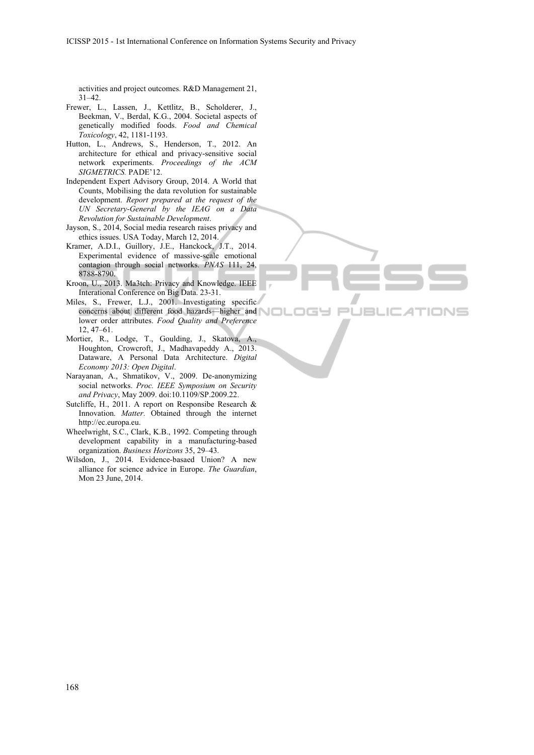activities and project outcomes. R&D Management 21, 31–42.

Frewer, L., Lassen, J., Kettlitz, B., Scholderer, J., Beekman, V., Berdal, K.G., 2004. Societal aspects of genetically modified foods. *Food and Chemical Toxicology*, 42, 1181-1193.

Hutton, L., Andrews, S., Henderson, T., 2012. An architecture for ethical and privacy-sensitive social network experiments. *Proceedings of the ACM SIGMETRICS.* PADE'12.

Independent Expert Advisory Group, 2014. A World that Counts, Mobilising the data revolution for sustainable development. *Report prepared at the request of the UN Secretary-General by the IEAG on a Data Revolution for Sustainable Development*.

Jayson, S., 2014, Social media research raises privacy and ethics issues. USA Today, March 12, 2014.

Kramer, A.D.I., Guillory, J.E., Hanckock, J.T., 2014. Experimental evidence of massive-scale emotional contagion through social networks. *PNAS* 111, 24, 8788-8790.

Kroon, U., 2013. Ma3tch: Privacy and Knowledge. IEEE Interational Conference on Big Data. 23-31.

Miles, S., Frewer, L.J., 2001. Investigating specific concerns about different food hazards—higher and lower order attributes. *Food Quality and Preference* 12, 47–61.

Mortier, R., Lodge, T., Goulding, J., Skatova, A., Houghton, Crowcroft, J., Madhavapeddy A., 2013. Dataware, A Personal Data Architecture. *Digital Economy 2013: Open Digital*.

Narayanan, A., Shmatikov, V., 2009. De-anonymizing social networks. *Proc. IEEE Symposium on Security and Privacy*, May 2009. doi:10.1109/SP.2009.22.

Sutcliffe, H., 2011. A report on Responsibe Research & Innovation. *Matter*. Obtained through the internet http://ec.europa.eu.

Wheelwright, S.C., Clark, K.B., 1992. Competing through development capability in a manufacturing-based organization. *Business Horizons* 35, 29–43.

Wilsdon, J., 2014. Evidence-basaed Union? A new alliance for science advice in Europe. *The Guardian*, Mon 23 June, 2014.